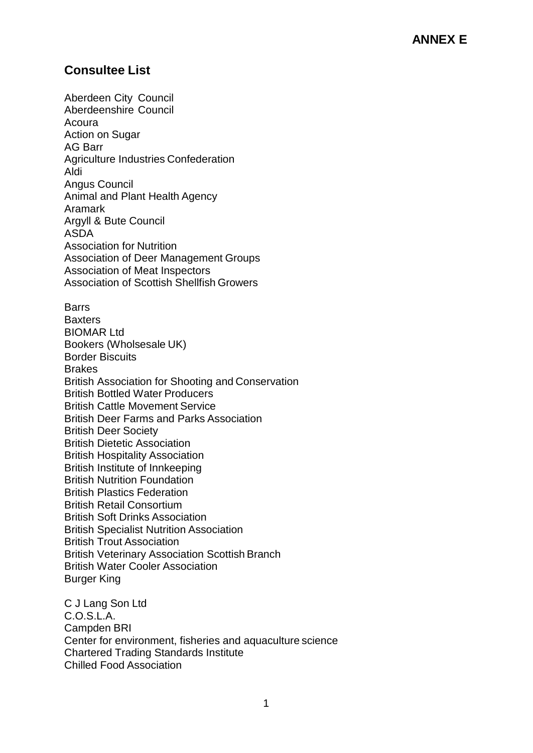**ANNEX E**

## Consultee List

Aberdeen City Council
Aberdeenshire Council
Acoura
Action on Sugar
AG Barr
Agriculture Industries Confederation
Aldi
Angus Council
Animal and Plant Health Agency
Aramark
Argyll & Bute Council
ASDA
Association for Nutrition
Association of Deer Management Groups
Association of Meat Inspectors
Association of Scottish Shellfish Growers

Barrs
Baxters
BIOMAR Ltd
Bookers (Wholsesale UK)
Border Biscuits
Brakes
British Association for Shooting and Conservation
British Bottled Water Producers
British Cattle Movement Service
British Deer Farms and Parks Association
British Deer Society
British Dietetic Association
British Hospitality Association
British Institute of Innkeeping
British Nutrition Foundation
British Plastics Federation
British Retail Consortium
British Soft Drinks Association
British Specialist Nutrition Association
British Trout Association
British Veterinary Association Scottish Branch
British Water Cooler Association
Burger King

C J Lang Son Ltd
C.O.S.L.A.
Campden BRI
Center for environment, fisheries and aquaculture science
Chartered Trading Standards Institute
Chilled Food Association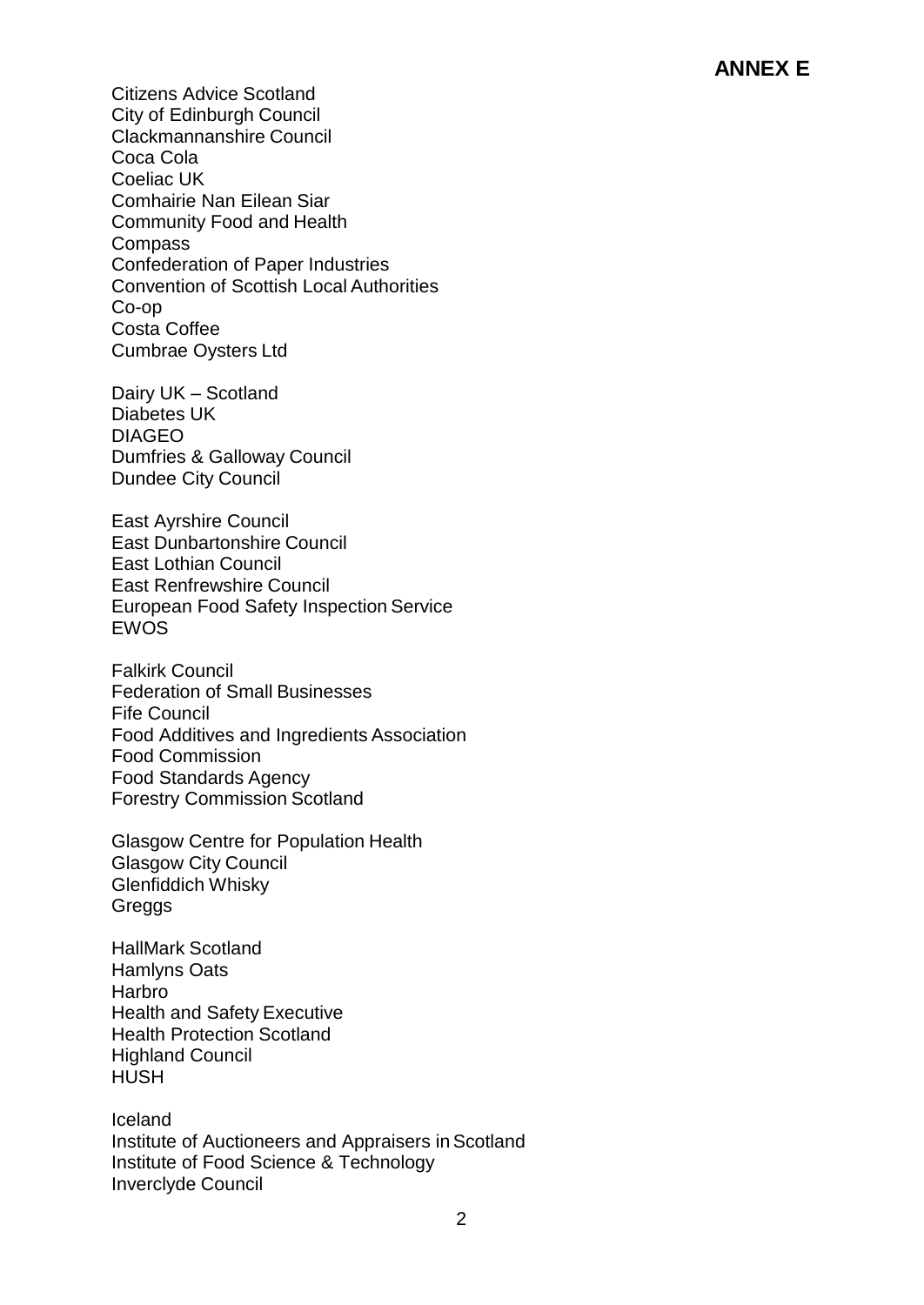## ANNEX E

Citizens Advice Scotland
City of Edinburgh Council
Clackmannanshire Council
Coca Cola
Coeliac UK
Comhairie Nan Eilean Siar
Community Food and Health
Compass
Confederation of Paper Industries
Convention of Scottish Local Authorities
Co-op
Costa Coffee
Cumbrae Oysters Ltd

Dairy UK – Scotland
Diabetes UK
DIAGEO
Dumfries & Galloway Council
Dundee City Council

East Ayrshire Council
East Dunbartonshire Council
East Lothian Council
East Renfrewshire Council
European Food Safety Inspection Service
EWOS

Falkirk Council
Federation of Small Businesses
Fife Council
Food Additives and Ingredients Association
Food Commission
Food Standards Agency
Forestry Commission Scotland

Glasgow Centre for Population Health
Glasgow City Council
Glenfiddich Whisky
Greggs

HallMark Scotland
Hamlyns Oats
Harbro
Health and Safety Executive
Health Protection Scotland
Highland Council
HUSH

Iceland
Institute of Auctioneers and Appraisers in Scotland
Institute of Food Science & Technology
Inverclyde Council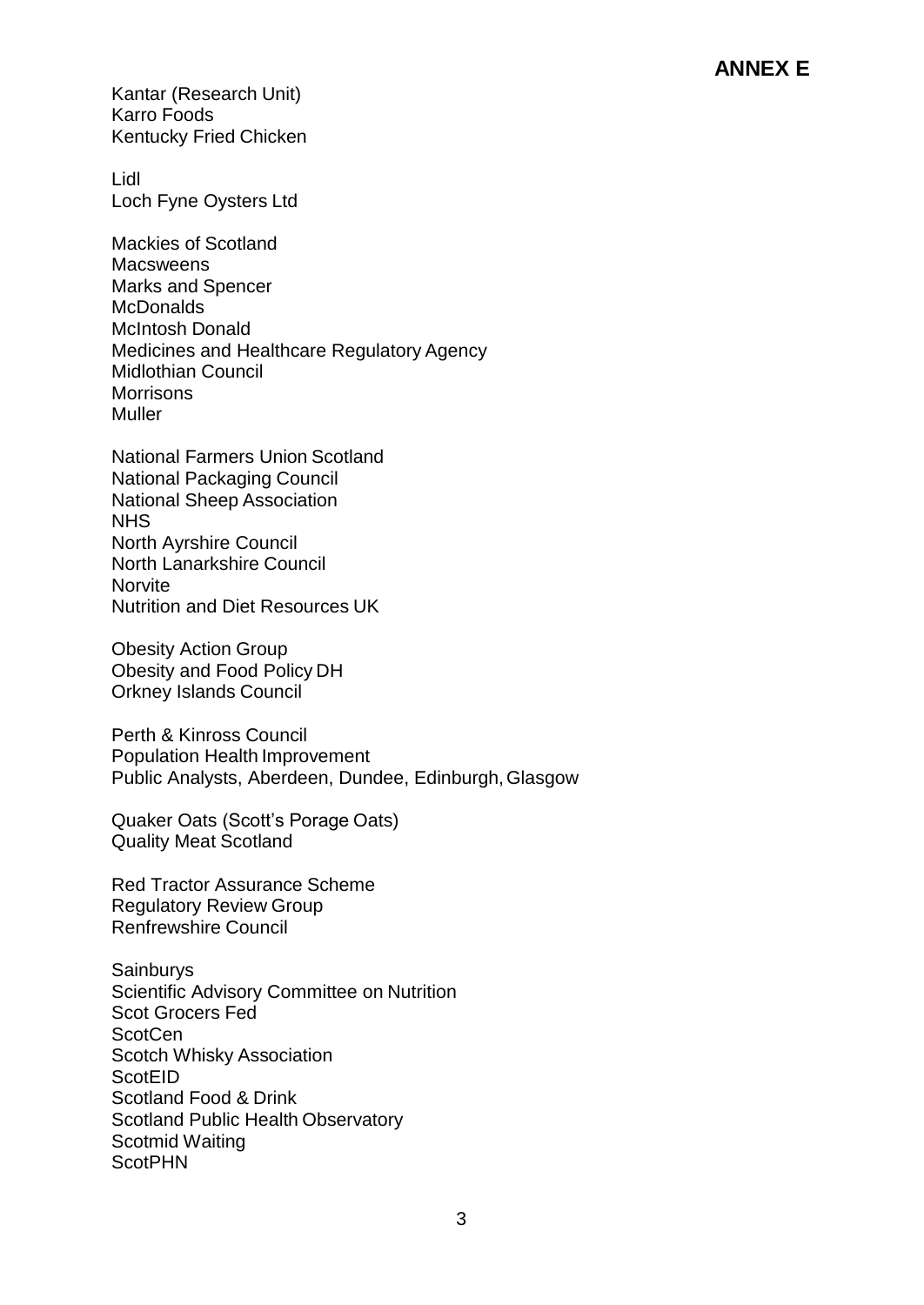**ANNEX E**

Kantar (Research Unit)
Karro Foods
Kentucky Fried Chicken

Lidl
Loch Fyne Oysters Ltd

Mackies of Scotland
Macsweens
Marks and Spencer
McDonalds
McIntosh Donald
Medicines and Healthcare Regulatory Agency
Midlothian Council
Morrisons
Muller

National Farmers Union Scotland
National Packaging Council
National Sheep Association
NHS
North Ayrshire Council
North Lanarkshire Council
Norvite
Nutrition and Diet Resources UK

Obesity Action Group
Obesity and Food Policy DH
Orkney Islands Council

Perth & Kinross Council
Population Health Improvement
Public Analysts, Aberdeen, Dundee, Edinburgh, Glasgow

Quaker Oats (Scott's Porage Oats)
Quality Meat Scotland

Red Tractor Assurance Scheme
Regulatory Review Group
Renfrewshire Council

Sainburys
Scientific Advisory Committee on Nutrition
Scot Grocers Fed
ScotCen
Scotch Whisky Association
ScotEID
Scotland Food & Drink
Scotland Public Health Observatory
Scotmid Waiting
ScotPHN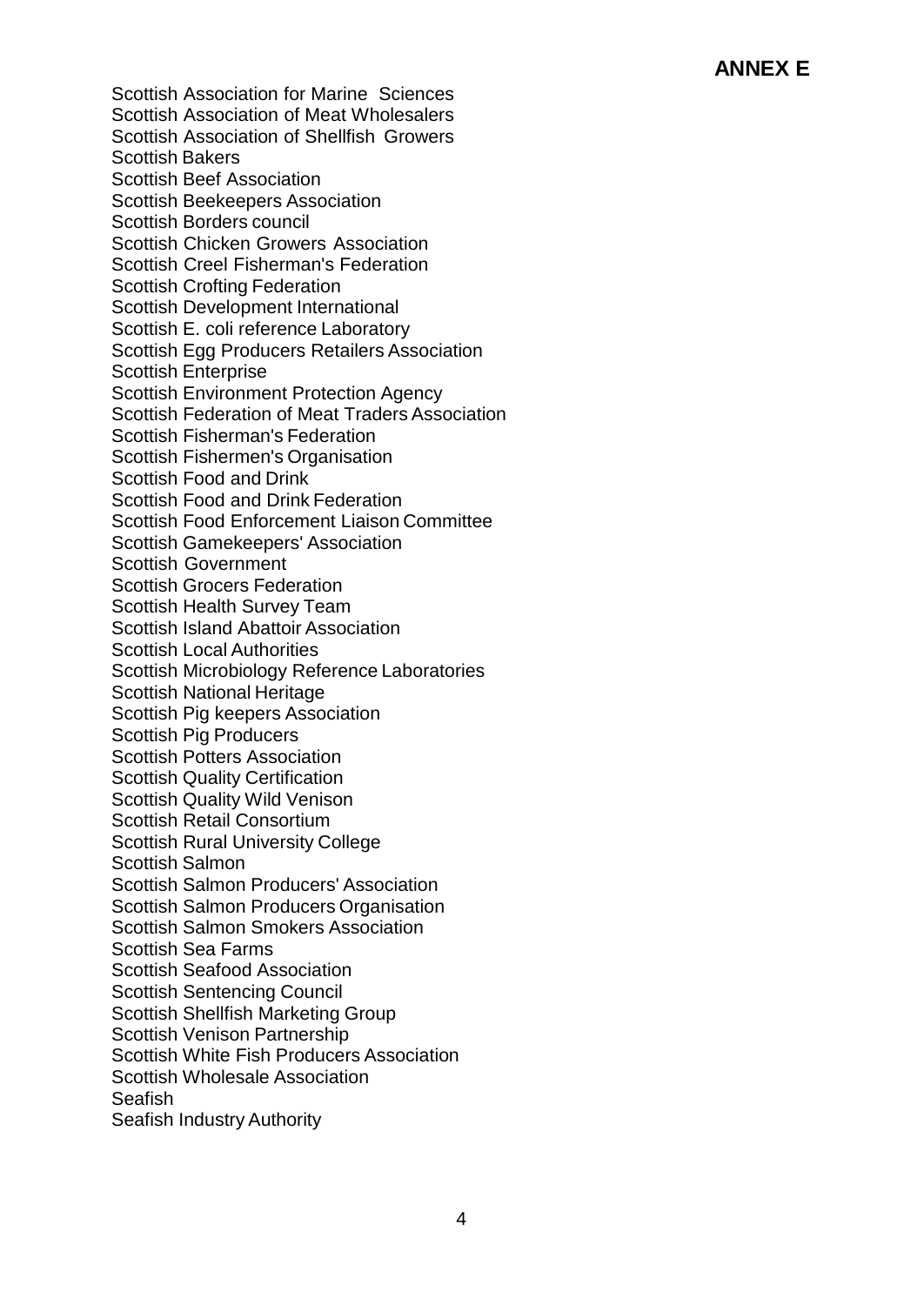**ANNEX E**

Scottish Association for Marine Sciences
Scottish Association of Meat Wholesalers
Scottish Association of Shellfish Growers
Scottish Bakers
Scottish Beef Association
Scottish Beekeepers Association
Scottish Borders council
Scottish Chicken Growers Association
Scottish Creel Fisherman's Federation
Scottish Crofting Federation
Scottish Development International
Scottish E. coli reference Laboratory
Scottish Egg Producers Retailers Association
Scottish Enterprise
Scottish Environment Protection Agency
Scottish Federation of Meat Traders Association
Scottish Fisherman's Federation
Scottish Fishermen's Organisation
Scottish Food and Drink
Scottish Food and Drink Federation
Scottish Food Enforcement Liaison Committee
Scottish Gamekeepers' Association
Scottish Government
Scottish Grocers Federation
Scottish Health Survey Team
Scottish Island Abattoir Association
Scottish Local Authorities
Scottish Microbiology Reference Laboratories
Scottish National Heritage
Scottish Pig keepers Association
Scottish Pig Producers
Scottish Potters Association
Scottish Quality Certification
Scottish Quality Wild Venison
Scottish Retail Consortium
Scottish Rural University College
Scottish Salmon
Scottish Salmon Producers' Association
Scottish Salmon Producers Organisation
Scottish Salmon Smokers Association
Scottish Sea Farms
Scottish Seafood Association
Scottish Sentencing Council
Scottish Shellfish Marketing Group
Scottish Venison Partnership
Scottish White Fish Producers Association
Scottish Wholesale Association
Seafish
Seafish Industry Authority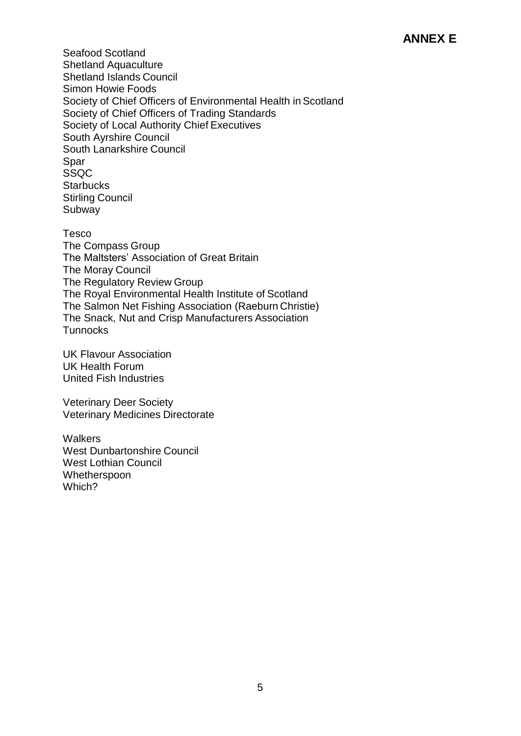## ANNEX E

Seafood Scotland
Shetland Aquaculture
Shetland Islands Council
Simon Howie Foods
Society of Chief Officers of Environmental Health in Scotland
Society of Chief Officers of Trading Standards
Society of Local Authority Chief Executives
South Ayrshire Council
South Lanarkshire Council
Spar
SSQC
Starbucks
Stirling Council
Subway

Tesco
The Compass Group
The Maltsters' Association of Great Britain
The Moray Council
The Regulatory Review Group
The Royal Environmental Health Institute of Scotland
The Salmon Net Fishing Association (Raeburn Christie)
The Snack, Nut and Crisp Manufacturers Association
Tunnocks

UK Flavour Association
UK Health Forum
United Fish Industries

Veterinary Deer Society
Veterinary Medicines Directorate

Walkers
West Dunbartonshire Council
West Lothian Council
Whetherspoon
Which?